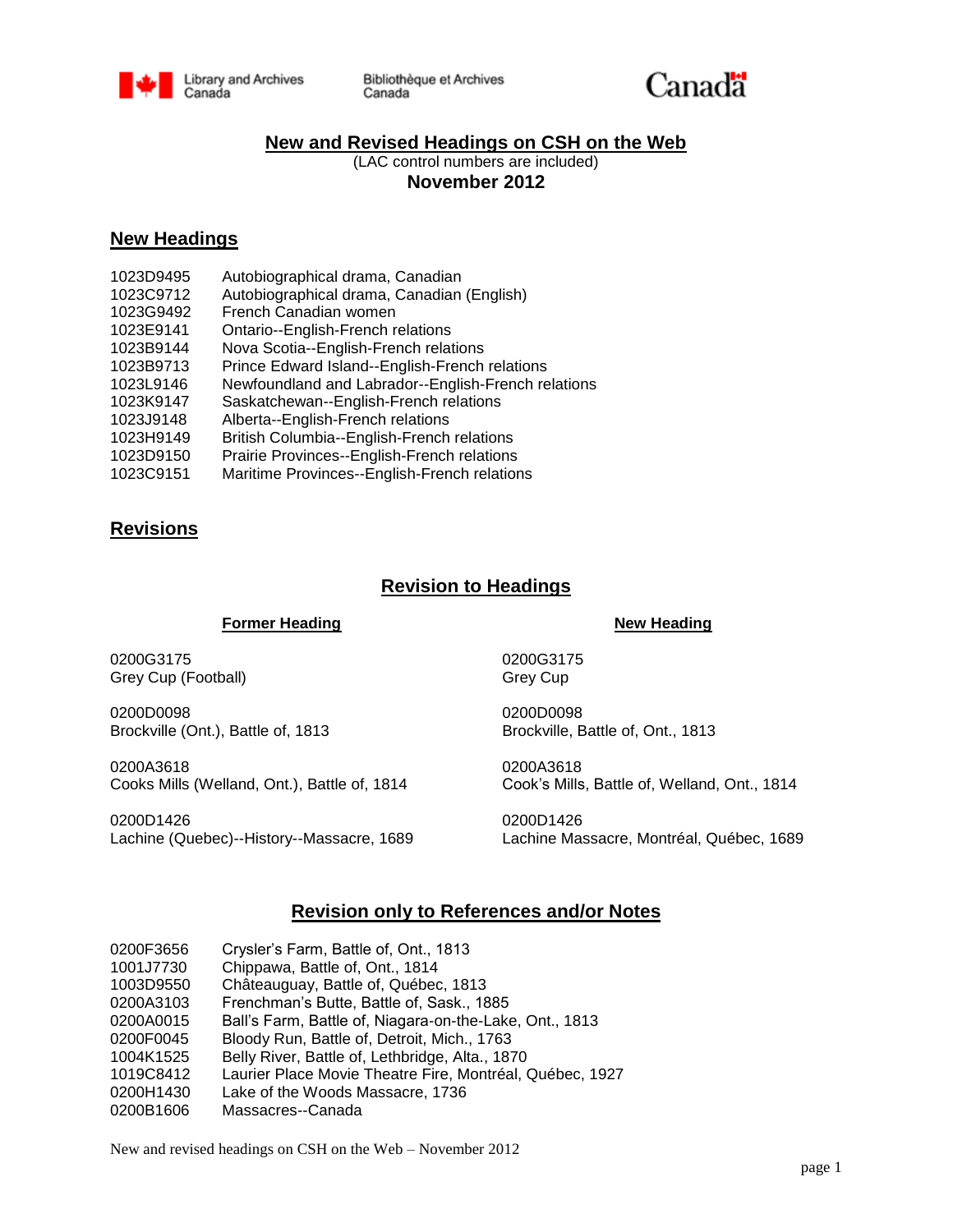Library and Archives Canada | Bibliothèque et Archives Canada | Canada

# New and Revised Headings on CSH on the Web

(LAC control numbers are included)

**November 2012**

## New Headings

| | |
|---|---|
| 1023D9495 | Autobiographical drama, Canadian |
| 1023C9712 | Autobiographical drama, Canadian (English) |
| 1023G9492 | French Canadian women |
| 1023E9141 | Ontario--English-French relations |
| 1023B9144 | Nova Scotia--English-French relations |
| 1023B9713 | Prince Edward Island--English-French relations |
| 1023L9146 | Newfoundland and Labrador--English-French relations |
| 1023K9147 | Saskatchewan--English-French relations |
| 1023J9148 | Alberta--English-French relations |
| 1023H9149 | British Columbia--English-French relations |
| 1023D9150 | Prairie Provinces--English-French relations |
| 1023C9151 | Maritime Provinces--English-French relations |

## Revisions

### Revision to Headings

| Former Heading | New Heading |
|---|---|
| 0200G3175<br>Grey Cup (Football) | 0200G3175<br>Grey Cup |
| 0200D0098<br>Brockville (Ont.), Battle of, 1813 | 0200D0098<br>Brockville, Battle of, Ont., 1813 |
| 0200A3618<br>Cooks Mills (Welland, Ont.), Battle of, 1814 | 0200A3618<br>Cook's Mills, Battle of, Welland, Ont., 1814 |
| 0200D1426<br>Lachine (Quebec)--History--Massacre, 1689 | 0200D1426<br>Lachine Massacre, Montréal, Québec, 1689 |

### Revision only to References and/or Notes

| | |
|---|---|
| 0200F3656 | Crysler's Farm, Battle of, Ont., 1813 |
| 1001J7730 | Chippawa, Battle of, Ont., 1814 |
| 1003D9550 | Châteauguay, Battle of, Québec, 1813 |
| 0200A3103 | Frenchman's Butte, Battle of, Sask., 1885 |
| 0200A0015 | Ball's Farm, Battle of, Niagara-on-the-Lake, Ont., 1813 |
| 0200F0045 | Bloody Run, Battle of, Detroit, Mich., 1763 |
| 1004K1525 | Belly River, Battle of, Lethbridge, Alta., 1870 |
| 1019C8412 | Laurier Place Movie Theatre Fire, Montréal, Québec, 1927 |
| 0200H1430 | Lake of the Woods Massacre, 1736 |
| 0200B1606 | Massacres--Canada |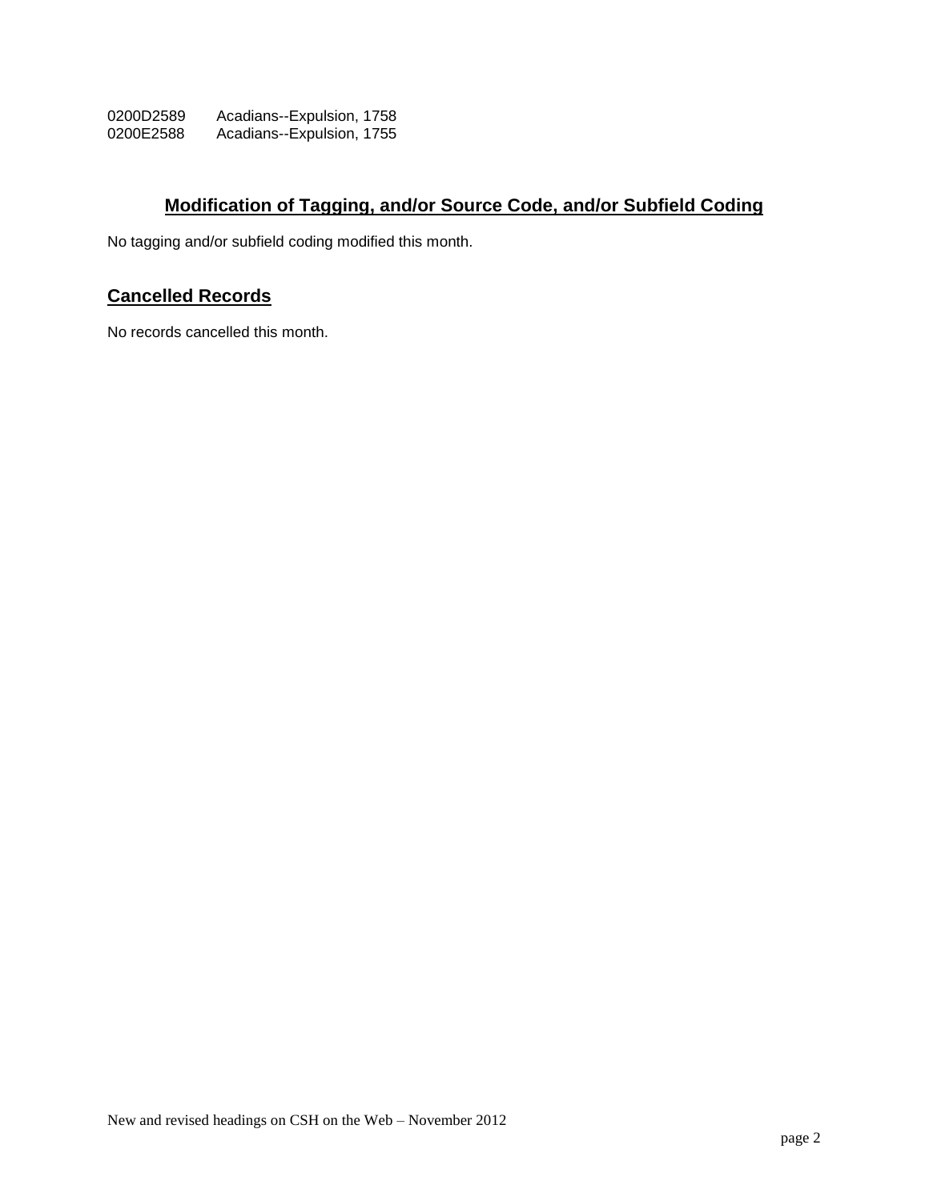0200D2589 Acadians--Expulsion, 1758
0200E2588 Acadians--Expulsion, 1755

## Modification of Tagging, and/or Source Code, and/or Subfield Coding

No tagging and/or subfield coding modified this month.

## Cancelled Records

No records cancelled this month.